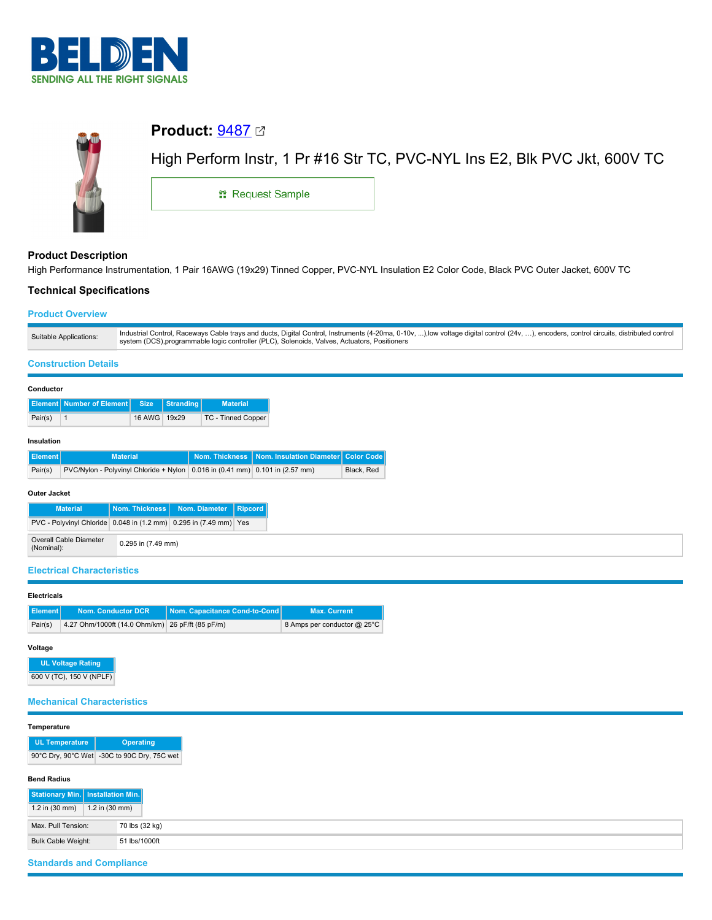# BELDEN

SENDING ALL THE RIGHT SIGNALS

## Product: 9487

High Perform Instr, 1 Pr #16 Str TC, PVC-NYL Ins E2, Blk PVC Jkt, 600V TC

Request Sample

### Product Description

High Performance Instrumentation, 1 Pair 16AWG (19x29) Tinned Copper, PVC-NYL Insulation E2 Color Code, Black PVC Outer Jacket, 600V TC

### Technical Specifications

#### Product Overview

| | |
|---|---|
| Suitable Applications: | Industrial Control, Raceways Cable trays and ducts, Digital Control, Instruments (4-20ma, 0-10v, ...),low voltage digital control (24v, …), encoders, control circuits, distributed control system (DCS),programmable logic controller (PLC), Solenoids, Valves, Actuators, Positioners |

#### Construction Details

**Conductor**

| Element | Number of Element | Size | Stranding | Material |
|---|---|---|---|---|
| Pair(s) | 1 | 16 AWG | 19x29 | TC - Tinned Copper |

**Insulation**

| Element | Material | Nom. Thickness | Nom. Insulation Diameter | Color Code |
|---|---|---|---|---|
| Pair(s) | PVC/Nylon - Polyvinyl Chloride + Nylon | 0.016 in (0.41 mm) | 0.101 in (2.57 mm) | Black, Red |

**Outer Jacket**

| Material | Nom. Thickness | Nom. Diameter | Ripcord |
|---|---|---|---|
| PVC - Polyvinyl Chloride | 0.048 in (1.2 mm) | 0.295 in (7.49 mm) | Yes |

| | |
|---|---|
| Overall Cable Diameter (Nominal): | 0.295 in (7.49 mm) |

#### Electrical Characteristics

**Electricals**

| Element | Nom. Conductor DCR | Nom. Capacitance Cond-to-Cond | Max. Current |
|---|---|---|---|
| Pair(s) | 4.27 Ohm/1000ft (14.0 Ohm/km) | 26 pF/ft (85 pF/m) | 8 Amps per conductor @ 25°C |

**Voltage**

| UL Voltage Rating |
|---|
| 600 V (TC), 150 V (NPLF) |

#### Mechanical Characteristics

**Temperature**

| UL Temperature | Operating |
|---|---|
| 90°C Dry, 90°C Wet | -30C to 90C Dry, 75C wet |

**Bend Radius**

| Stationary Min. | Installation Min. |
|---|---|
| 1.2 in (30 mm) | 1.2 in (30 mm) |

| | |
|---|---|
| Max. Pull Tension: | 70 lbs (32 kg) |
| Bulk Cable Weight: | 51 lbs/1000ft |

#### Standards and Compliance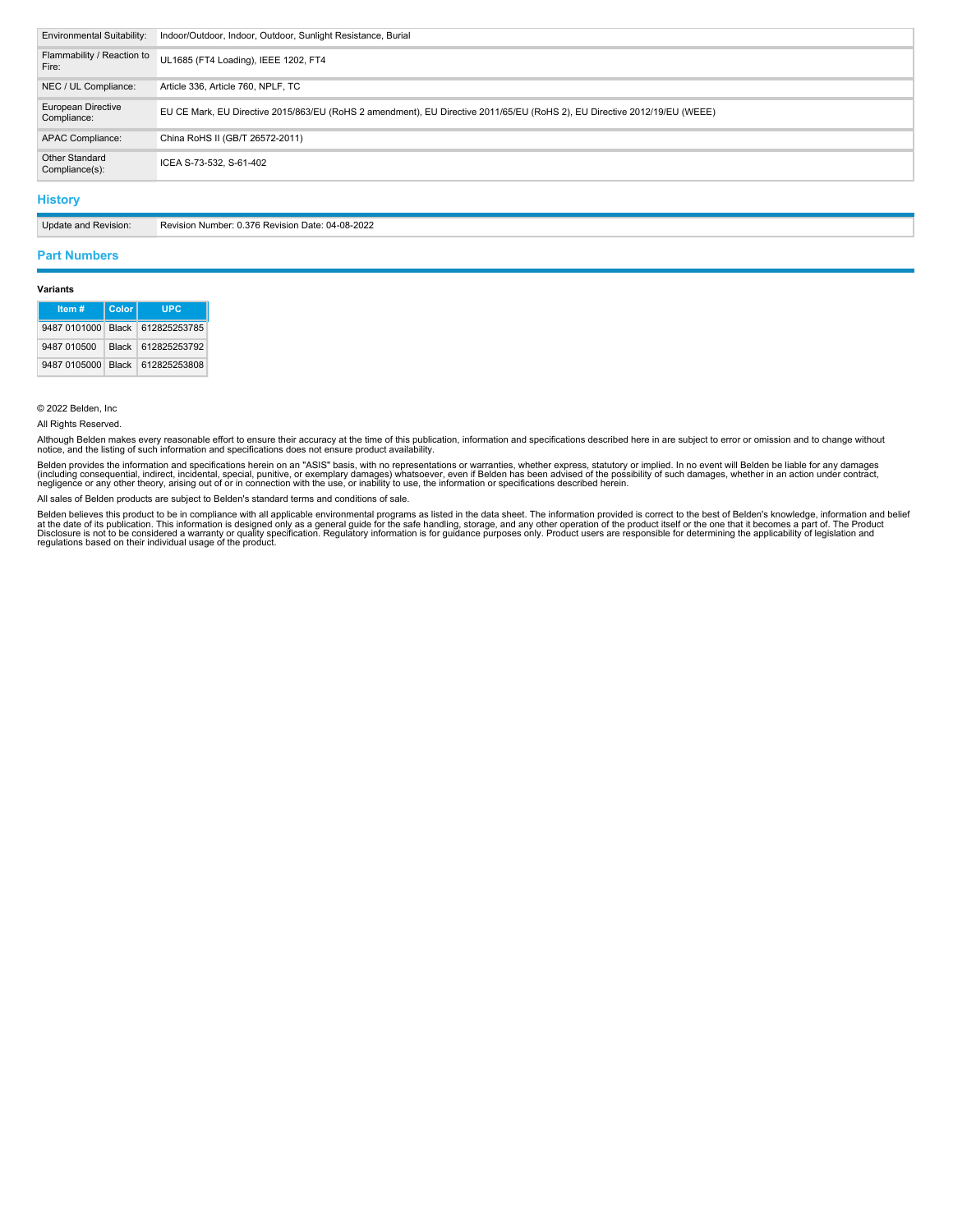| | |
|---|---|
| Environmental Suitability: | Indoor/Outdoor, Indoor, Outdoor, Sunlight Resistance, Burial |
| Flammability / Reaction to Fire: | UL1685 (FT4 Loading), IEEE 1202, FT4 |
| NEC / UL Compliance: | Article 336, Article 760, NPLF, TC |
| European Directive Compliance: | EU CE Mark, EU Directive 2015/863/EU (RoHS 2 amendment), EU Directive 2011/65/EU (RoHS 2), EU Directive 2012/19/EU (WEEE) |
| APAC Compliance: | China RoHS II (GB/T 26572-2011) |
| Other Standard Compliance(s): | ICEA S-73-532, S-61-402 |

## History

| | |
|---|---|
| Update and Revision: | Revision Number: 0.376 Revision Date: 04-08-2022 |

## Part Numbers

**Variants**

| Item # | Color | UPC |
|---|---|---|
| 9487 0101000 | Black | 612825253785 |
| 9487 010500 | Black | 612825253792 |
| 9487 0105000 | Black | 612825253808 |

© 2022 Belden, Inc

All Rights Reserved.

Although Belden makes every reasonable effort to ensure their accuracy at the time of this publication, information and specifications described here in are subject to error or omission and to change without notice, and the listing of such information and specifications does not ensure product availability.

Belden provides the information and specifications herein on an "ASIS" basis, with no representations or warranties, whether express, statutory or implied. In no event will Belden be liable for any damages (including consequential, indirect, incidental, special, punitive, or exemplary damages) whatsoever, even if Belden has been advised of the possibility of such damages, whether in an action under contract, negligence or any other theory, arising out of or in connection with the use, or inability to use, the information or specifications described herein.

All sales of Belden products are subject to Belden's standard terms and conditions of sale.

Belden believes this product to be in compliance with all applicable environmental programs as listed in the data sheet. The information provided is correct to the best of Belden's knowledge, information and belief at the date of its publication. This information is designed only as a general guide for the safe handling, storage, and any other operation of the product itself or the one that it becomes a part of. The Product Disclosure is not to be considered a warranty or quality specification. Regulatory information is for guidance purposes only. Product users are responsible for determining the applicability of legislation and regulations based on their individual usage of the product.